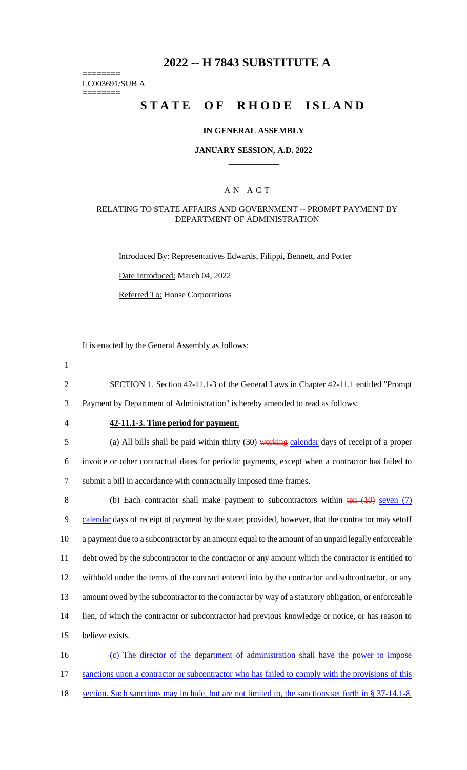# 2022 -- H 7843 SUBSTITUTE A

========
LC003691/SUB A
========

# STATE OF RHODE ISLAND

### IN GENERAL ASSEMBLY

### JANUARY SESSION, A.D. 2022

## AN ACT

### RELATING TO STATE AFFAIRS AND GOVERNMENT -- PROMPT PAYMENT BY DEPARTMENT OF ADMINISTRATION

Introduced By: Representatives Edwards, Filippi, Bennett, and Potter

Date Introduced: March 04, 2022

Referred To: House Corporations

It is enacted by the General Assembly as follows:

1

2 SECTION 1. Section 42-11.1-3 of the General Laws in Chapter 42-11.1 entitled "Prompt
3 Payment by Department of Administration" is hereby amended to read as follows:

4 **42-11.1-3. Time period for payment.**

5 (a) All bills shall be paid within thirty (30) ~~working~~ calendar days of receipt of a proper
6 invoice or other contractual dates for periodic payments, except when a contractor has failed to
7 submit a bill in accordance with contractually imposed time frames.

8 (b) Each contractor shall make payment to subcontractors within ~~ten (10)~~ seven (7)
9 calendar days of receipt of payment by the state; provided, however, that the contractor may setoff
10 a payment due to a subcontractor by an amount equal to the amount of an unpaid legally enforceable
11 debt owed by the subcontractor to the contractor or any amount which the contractor is entitled to
12 withhold under the terms of the contract entered into by the contractor and subcontractor, or any
13 amount owed by the subcontractor to the contractor by way of a statutory obligation, or enforceable
14 lien, of which the contractor or subcontractor had previous knowledge or notice, or has reason to
15 believe exists.

16 (c) The director of the department of administration shall have the power to impose
17 sanctions upon a contractor or subcontractor who has failed to comply with the provisions of this
18 section. Such sanctions may include, but are not limited to, the sanctions set forth in § 37-14.1-8.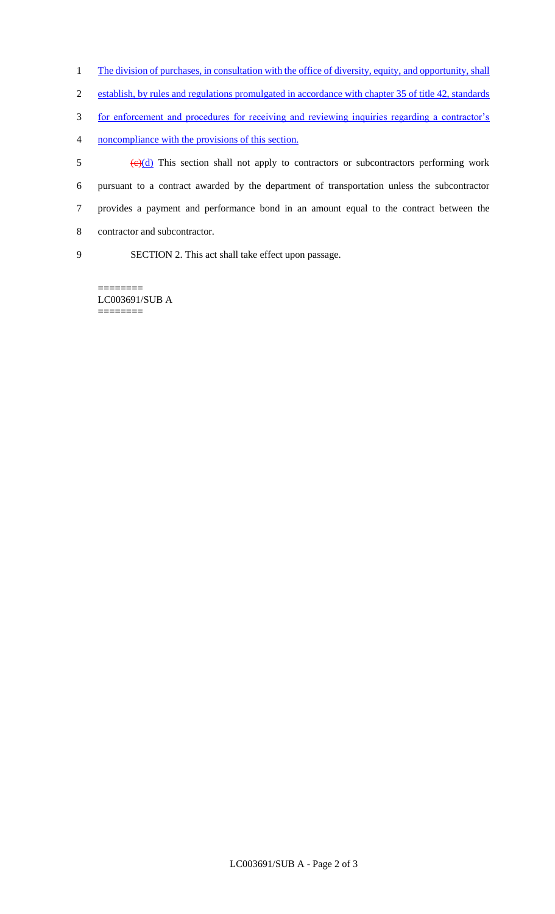The division of purchases, in consultation with the office of diversity, equity, and opportunity, shall establish, by rules and regulations promulgated in accordance with chapter 35 of title 42, standards for enforcement and procedures for receiving and reviewing inquiries regarding a contractor's noncompliance with the provisions of this section.

~~(c)~~(d) This section shall not apply to contractors or subcontractors performing work pursuant to a contract awarded by the department of transportation unless the subcontractor provides a payment and performance bond in an amount equal to the contract between the contractor and subcontractor.

SECTION 2. This act shall take effect upon passage.

========
LC003691/SUB A
========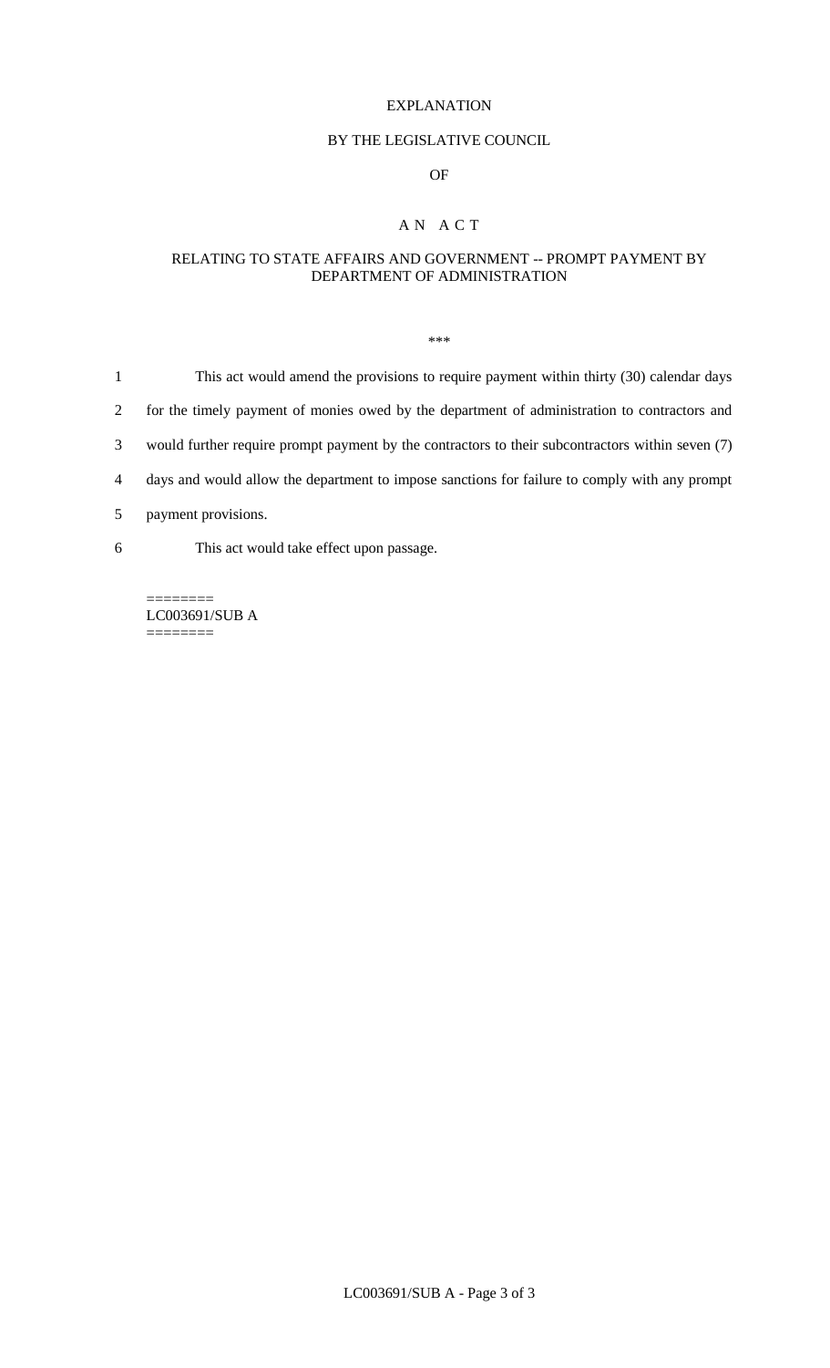EXPLANATION

BY THE LEGISLATIVE COUNCIL

OF

# A N A C T

RELATING TO STATE AFFAIRS AND GOVERNMENT -- PROMPT PAYMENT BY DEPARTMENT OF ADMINISTRATION

\*\*\*

This act would amend the provisions to require payment within thirty (30) calendar days for the timely payment of monies owed by the department of administration to contractors and would further require prompt payment by the contractors to their subcontractors within seven (7) days and would allow the department to impose sanctions for failure to comply with any prompt payment provisions.

This act would take effect upon passage.

========
LC003691/SUB A
========